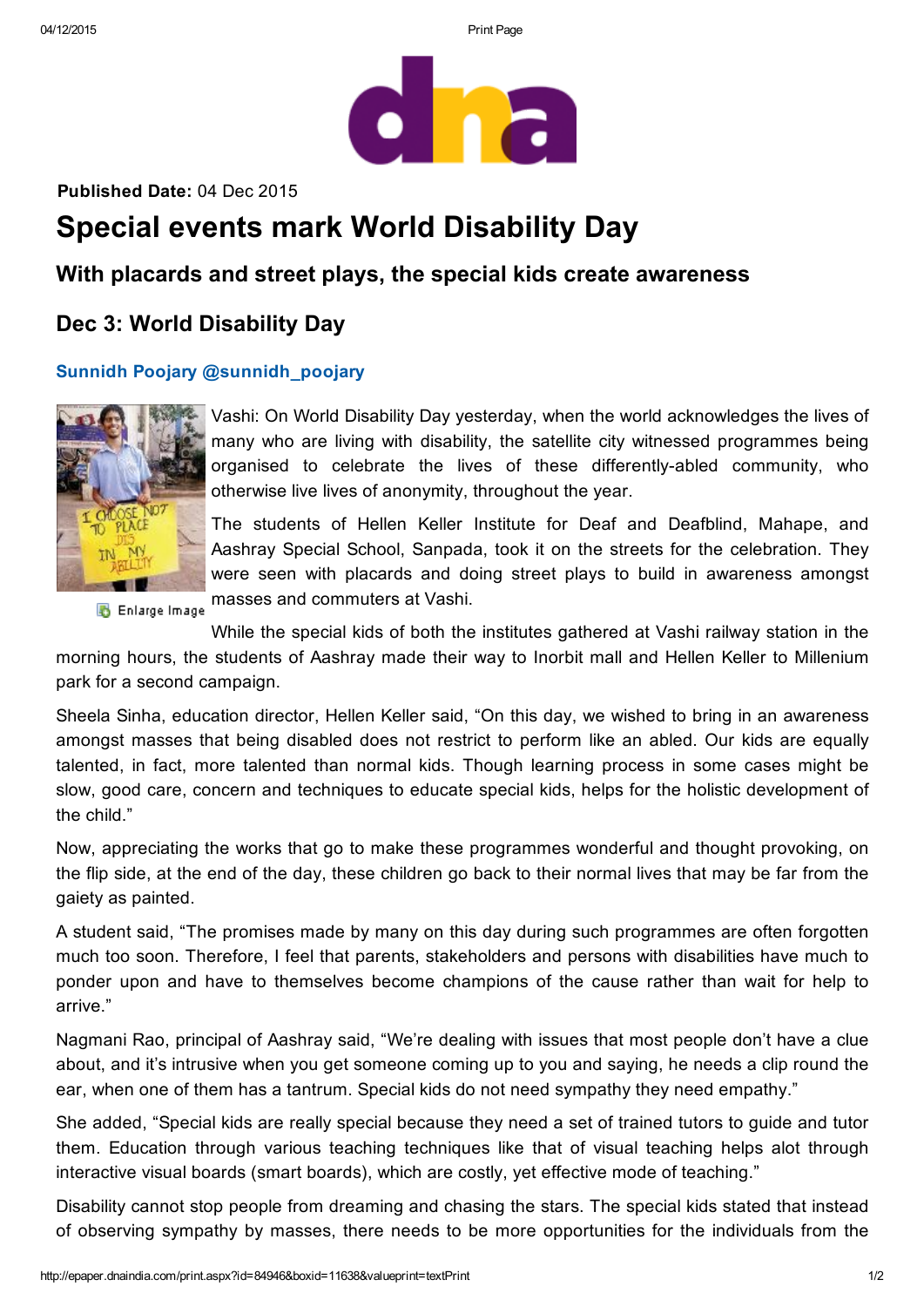**Published Date:** 04 Dec 2015

# Special events mark World Disability Day

## With placards and street plays, the special kids create awareness

## Dec 3: World Disability Day

### Sunnidh Poojary @sunnidh_poojary

Enlarge Image

Vashi: On World Disability Day yesterday, when the world acknowledges the lives of many who are living with disability, the satellite city witnessed programmes being organised to celebrate the lives of these differently-abled community, who otherwise live lives of anonymity, throughout the year.

The students of Hellen Keller Institute for Deaf and Deafblind, Mahape, and Aashray Special School, Sanpada, took it on the streets for the celebration. They were seen with placards and doing street plays to build in awareness amongst masses and commuters at Vashi.

While the special kids of both the institutes gathered at Vashi railway station in the morning hours, the students of Aashray made their way to Inorbit mall and Hellen Keller to Millenium park for a second campaign.

Sheela Sinha, education director, Hellen Keller said, "On this day, we wished to bring in an awareness amongst masses that being disabled does not restrict to perform like an abled. Our kids are equally talented, in fact, more talented than normal kids. Though learning process in some cases might be slow, good care, concern and techniques to educate special kids, helps for the holistic development of the child."

Now, appreciating the works that go to make these programmes wonderful and thought provoking, on the flip side, at the end of the day, these children go back to their normal lives that may be far from the gaiety as painted.

A student said, "The promises made by many on this day during such programmes are often forgotten much too soon. Therefore, I feel that parents, stakeholders and persons with disabilities have much to ponder upon and have to themselves become champions of the cause rather than wait for help to arrive."

Nagmani Rao, principal of Aashray said, "We're dealing with issues that most people don't have a clue about, and it's intrusive when you get someone coming up to you and saying, he needs a clip round the ear, when one of them has a tantrum. Special kids do not need sympathy they need empathy."

She added, "Special kids are really special because they need a set of trained tutors to guide and tutor them. Education through various teaching techniques like that of visual teaching helps alot through interactive visual boards (smart boards), which are costly, yet effective mode of teaching."

Disability cannot stop people from dreaming and chasing the stars. The special kids stated that instead of observing sympathy by masses, there needs to be more opportunities for the individuals from the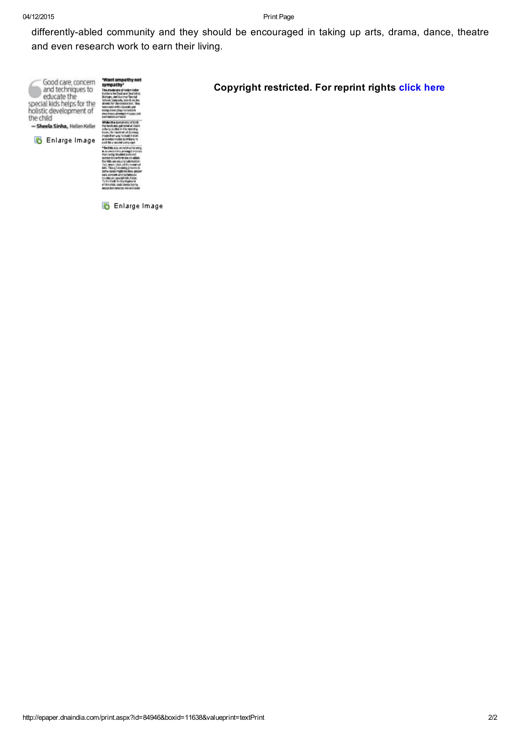differently-abled community and they should be encouraged in taking up arts, drama, dance, theatre and even research work to earn their living.

Good care, concern and techniques to educate the special kids helps for the holistic development of the child

— Sheela Sinha, Hellen Keller

Enlarge Image

Enlarge Image

**Copyright restricted. For reprint rights click here**